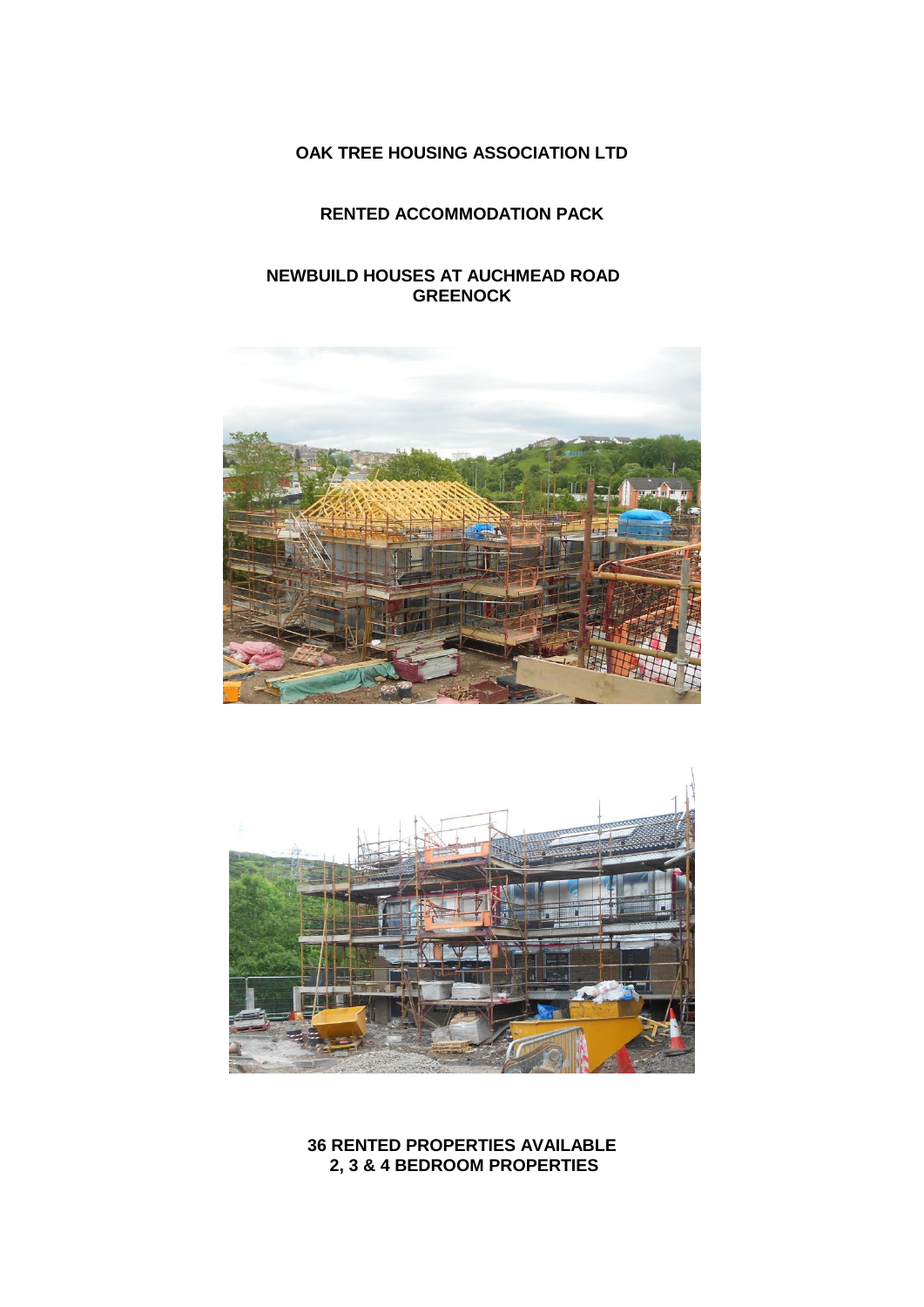# OAK TREE HOUSING ASSOCIATION LTD

## RENTED ACCOMMODATION PACK

## NEWBUILD HOUSES AT AUCHMEAD ROAD GREENOCK

**36 RENTED PROPERTIES AVAILABLE**
**2, 3 & 4 BEDROOM PROPERTIES**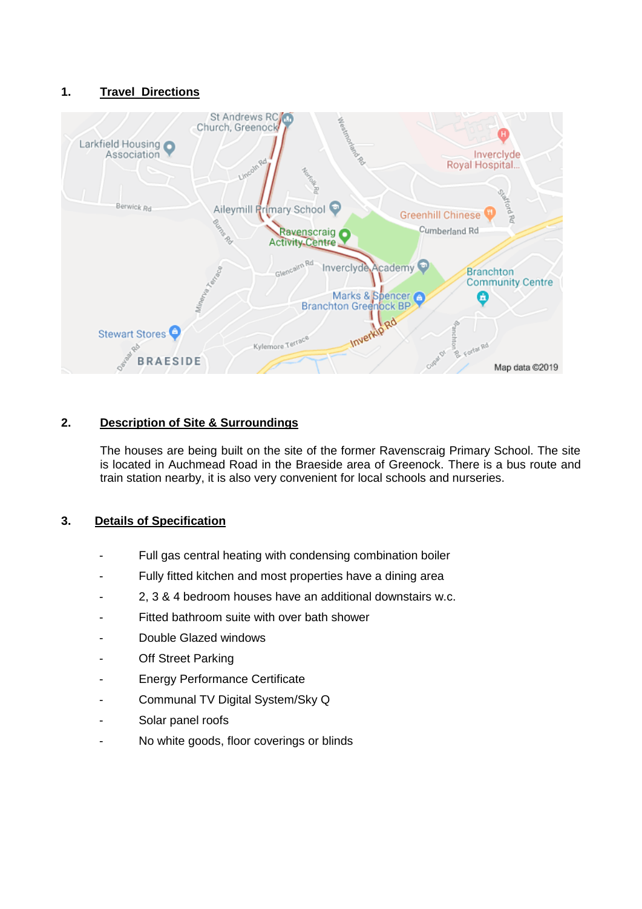## 1. Travel Directions

## 2. Description of Site & Surroundings

The houses are being built on the site of the former Ravenscraig Primary School. The site is located in Auchmead Road in the Braeside area of Greenock. There is a bus route and train station nearby, it is also very convenient for local schools and nurseries.

## 3. Details of Specification

- Full gas central heating with condensing combination boiler
- Fully fitted kitchen and most properties have a dining area
- 2, 3 & 4 bedroom houses have an additional downstairs w.c.
- Fitted bathroom suite with over bath shower
- Double Glazed windows
- Off Street Parking
- Energy Performance Certificate
- Communal TV Digital System/Sky Q
- Solar panel roofs
- No white goods, floor coverings or blinds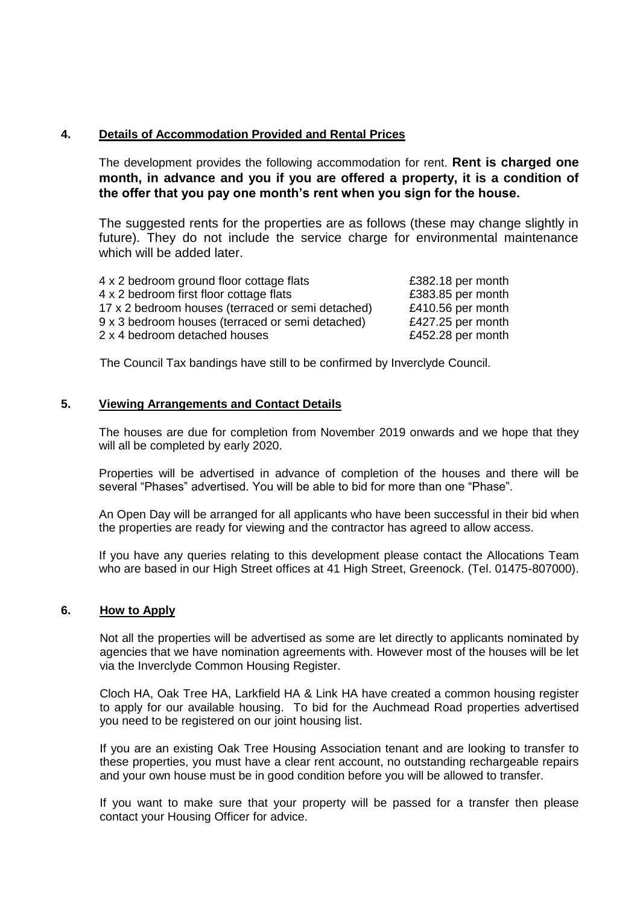## 4. Details of Accommodation Provided and Rental Prices

The development provides the following accommodation for rent. **Rent is charged one month, in advance and you if you are offered a property, it is a condition of the offer that you pay one month's rent when you sign for the house.**

The suggested rents for the properties are as follows (these may change slightly in future). They do not include the service charge for environmental maintenance which will be added later.

| | |
|---|---|
| 4 x 2 bedroom ground floor cottage flats | £382.18 per month |
| 4 x 2 bedroom first floor cottage flats | £383.85 per month |
| 17 x 2 bedroom houses (terraced or semi detached) | £410.56 per month |
| 9 x 3 bedroom houses (terraced or semi detached) | £427.25 per month |
| 2 x 4 bedroom detached houses | £452.28 per month |

The Council Tax bandings have still to be confirmed by Inverclyde Council.

## 5. Viewing Arrangements and Contact Details

The houses are due for completion from November 2019 onwards and we hope that they will all be completed by early 2020.

Properties will be advertised in advance of completion of the houses and there will be several "Phases" advertised. You will be able to bid for more than one "Phase".

An Open Day will be arranged for all applicants who have been successful in their bid when the properties are ready for viewing and the contractor has agreed to allow access.

If you have any queries relating to this development please contact the Allocations Team who are based in our High Street offices at 41 High Street, Greenock. (Tel. 01475-807000).

## 6. How to Apply

Not all the properties will be advertised as some are let directly to applicants nominated by agencies that we have nomination agreements with. However most of the houses will be let via the Inverclyde Common Housing Register.

Cloch HA, Oak Tree HA, Larkfield HA & Link HA have created a common housing register to apply for our available housing. To bid for the Auchmead Road properties advertised you need to be registered on our joint housing list.

If you are an existing Oak Tree Housing Association tenant and are looking to transfer to these properties, you must have a clear rent account, no outstanding rechargeable repairs and your own house must be in good condition before you will be allowed to transfer.

If you want to make sure that your property will be passed for a transfer then please contact your Housing Officer for advice.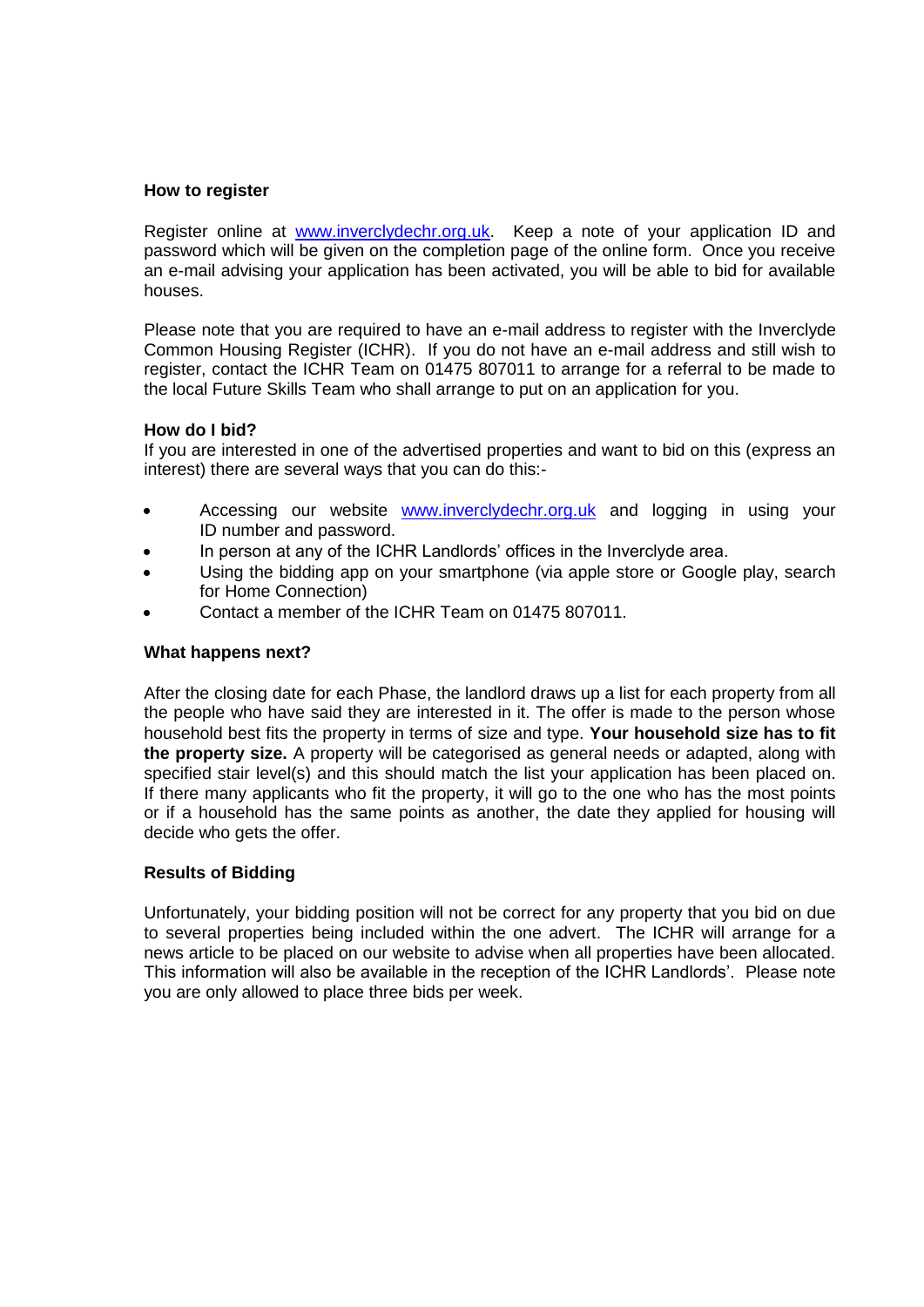**How to register**

Register online at [www.inverclydechr.org.uk](http://www.inverclydechr.org.uk). Keep a note of your application ID and password which will be given on the completion page of the online form. Once you receive an e-mail advising your application has been activated, you will be able to bid for available houses.

Please note that you are required to have an e-mail address to register with the Inverclyde Common Housing Register (ICHR). If you do not have an e-mail address and still wish to register, contact the ICHR Team on 01475 807011 to arrange for a referral to be made to the local Future Skills Team who shall arrange to put on an application for you.

**How do I bid?**

If you are interested in one of the advertised properties and want to bid on this (express an interest) there are several ways that you can do this:-

- Accessing our website [www.inverclydechr.org.uk](http://www.inverclydechr.org.uk) and logging in using your ID number and password.
- In person at any of the ICHR Landlords' offices in the Inverclyde area.
- Using the bidding app on your smartphone (via apple store or Google play, search for Home Connection)
- Contact a member of the ICHR Team on 01475 807011.

**What happens next?**

After the closing date for each Phase, the landlord draws up a list for each property from all the people who have said they are interested in it. The offer is made to the person whose household best fits the property in terms of size and type. **Your household size has to fit the property size.** A property will be categorised as general needs or adapted, along with specified stair level(s) and this should match the list your application has been placed on. If there many applicants who fit the property, it will go to the one who has the most points or if a household has the same points as another, the date they applied for housing will decide who gets the offer.

**Results of Bidding**

Unfortunately, your bidding position will not be correct for any property that you bid on due to several properties being included within the one advert. The ICHR will arrange for a news article to be placed on our website to advise when all properties have been allocated. This information will also be available in the reception of the ICHR Landlords'. Please note you are only allowed to place three bids per week.